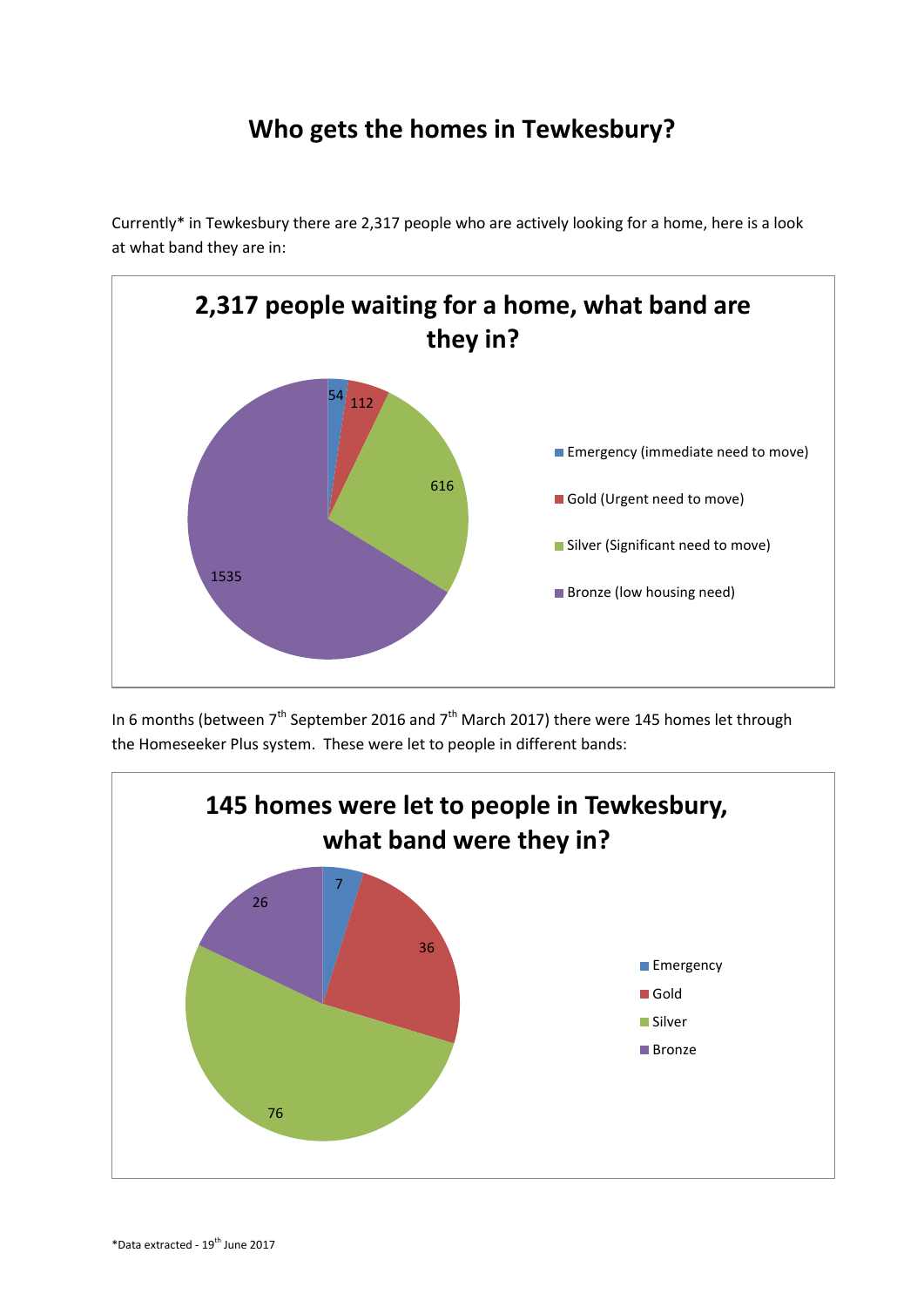# Who gets the homes in Tewkesbury?

Currently* in Tewkesbury there are 2,317 people who are actively looking for a home, here is a look at what band they are in:

**2,317 people waiting for a home, what band are they in?**

| Band | Number |
|---|---|
| Emergency (immediate need to move) | 54 |
| Gold (Urgent need to move) | 112 |
| Silver (Significant need to move) | 616 |
| Bronze (low housing need) | 1535 |

In 6 months (between 7th September 2016 and 7th March 2017) there were 145 homes let through the Homeseeker Plus system. These were let to people in different bands:

**145 homes were let to people in Tewkesbury, what band were they in?**

| Band | Number |
|---|---|
| Emergency | 7 |
| Gold | 36 |
| Silver | 76 |
| Bronze | 26 |

*Data extracted - 19th June 2017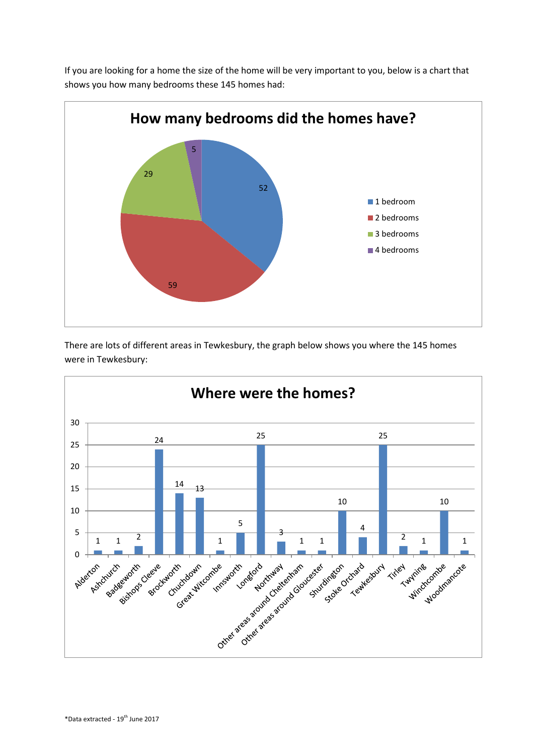If you are looking for a home the size of the home will be very important to you, below is a chart that shows you how many bedrooms these 145 homes had:

**How many bedrooms did the homes have?**

52
59
29
5

1 bedroom
2 bedrooms
3 bedrooms
4 bedrooms

There are lots of different areas in Tewkesbury, the graph below shows you where the 145 homes were in Tewkesbury:

**Where were the homes?**

30
25
20
15
10
5
0

1 1 2 24 14 13 1 5 25 3 1 1 10 4 25 2 1 10 1

Alderton
Ashchurch
Badgeworth
Bishops Cleeve
Brockworth
Chuchdown
Great Witcombe
Innsworth
Longford
Northway
Other areas around Cheltenham
Other areas around Gloucester
Shurdington
Stoke Orchard
Tewkesbury
Tirley
Twyning
Winchcombe
Woodmancote

*Data extracted - 19th June 2017